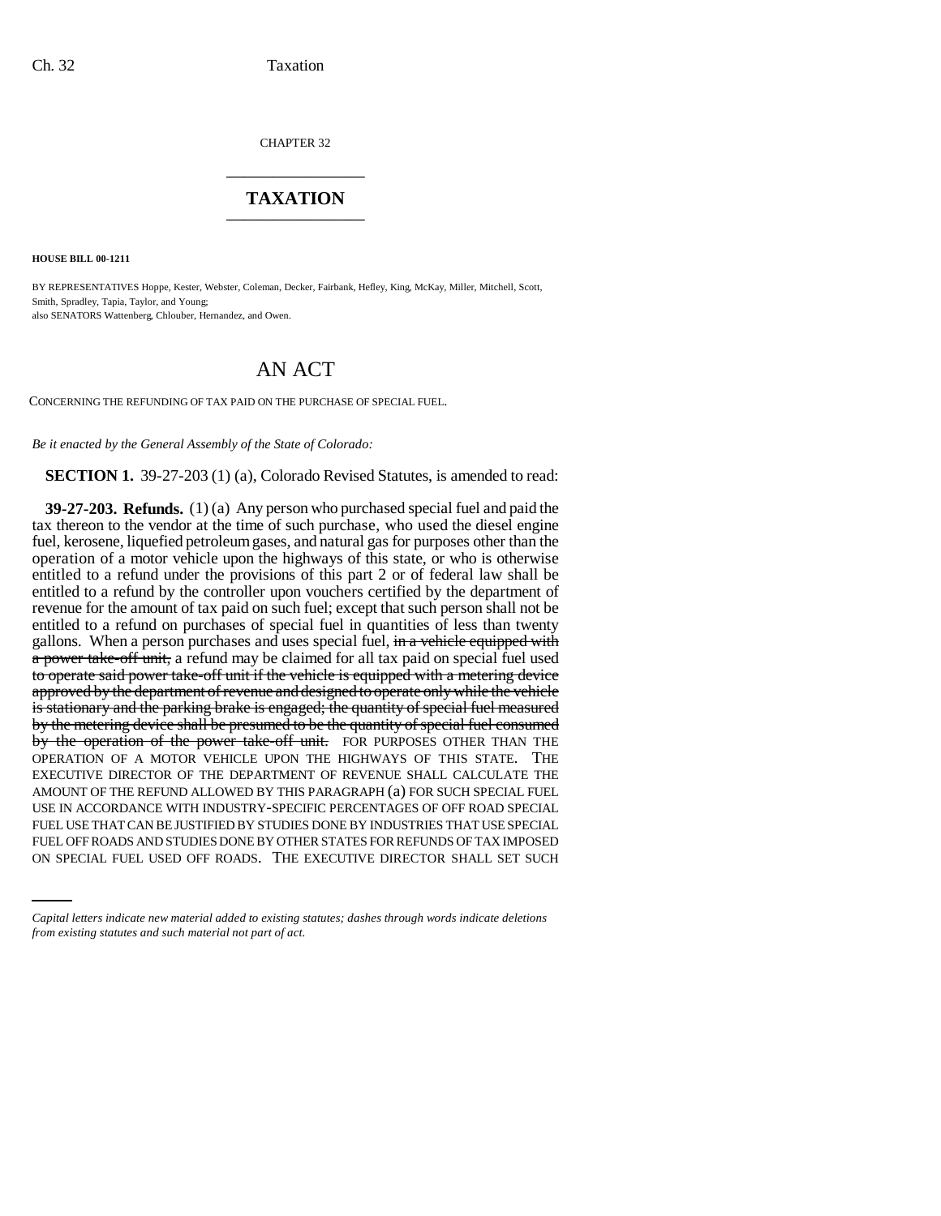CHAPTER 32

# TAXATION

**HOUSE BILL 00-1211**

BY REPRESENTATIVES Hoppe, Kester, Webster, Coleman, Decker, Fairbank, Hefley, King, McKay, Miller, Mitchell, Scott, Smith, Spradley, Tapia, Taylor, and Young;
also SENATORS Wattenberg, Chlouber, Hernandez, and Owen.

## AN ACT

CONCERNING THE REFUNDING OF TAX PAID ON THE PURCHASE OF SPECIAL FUEL.

*Be it enacted by the General Assembly of the State of Colorado:*

**SECTION 1.** 39-27-203 (1) (a), Colorado Revised Statutes, is amended to read:

**39-27-203. Refunds.** (1) (a) Any person who purchased special fuel and paid the tax thereon to the vendor at the time of such purchase, who used the diesel engine fuel, kerosene, liquefied petroleum gases, and natural gas for purposes other than the operation of a motor vehicle upon the highways of this state, or who is otherwise entitled to a refund under the provisions of this part 2 or of federal law shall be entitled to a refund by the controller upon vouchers certified by the department of revenue for the amount of tax paid on such fuel; except that such person shall not be entitled to a refund on purchases of special fuel in quantities of less than twenty gallons. When a person purchases and uses special fuel, ~~in a vehicle equipped with a power take-off unit,~~ a refund may be claimed for all tax paid on special fuel used ~~to operate said power take-off unit if the vehicle is equipped with a metering device approved by the department of revenue and designed to operate only while the vehicle is stationary and the parking brake is engaged; the quantity of special fuel measured by the metering device shall be presumed to be the quantity of special fuel consumed by the operation of the power take-off unit.~~ FOR PURPOSES OTHER THAN THE OPERATION OF A MOTOR VEHICLE UPON THE HIGHWAYS OF THIS STATE. THE EXECUTIVE DIRECTOR OF THE DEPARTMENT OF REVENUE SHALL CALCULATE THE AMOUNT OF THE REFUND ALLOWED BY THIS PARAGRAPH (a) FOR SUCH SPECIAL FUEL USE IN ACCORDANCE WITH INDUSTRY-SPECIFIC PERCENTAGES OF OFF ROAD SPECIAL FUEL USE THAT CAN BE JUSTIFIED BY STUDIES DONE BY INDUSTRIES THAT USE SPECIAL FUEL OFF ROADS AND STUDIES DONE BY OTHER STATES FOR REFUNDS OF TAX IMPOSED ON SPECIAL FUEL USED OFF ROADS. THE EXECUTIVE DIRECTOR SHALL SET SUCH

*Capital letters indicate new material added to existing statutes; dashes through words indicate deletions from existing statutes and such material not part of act.*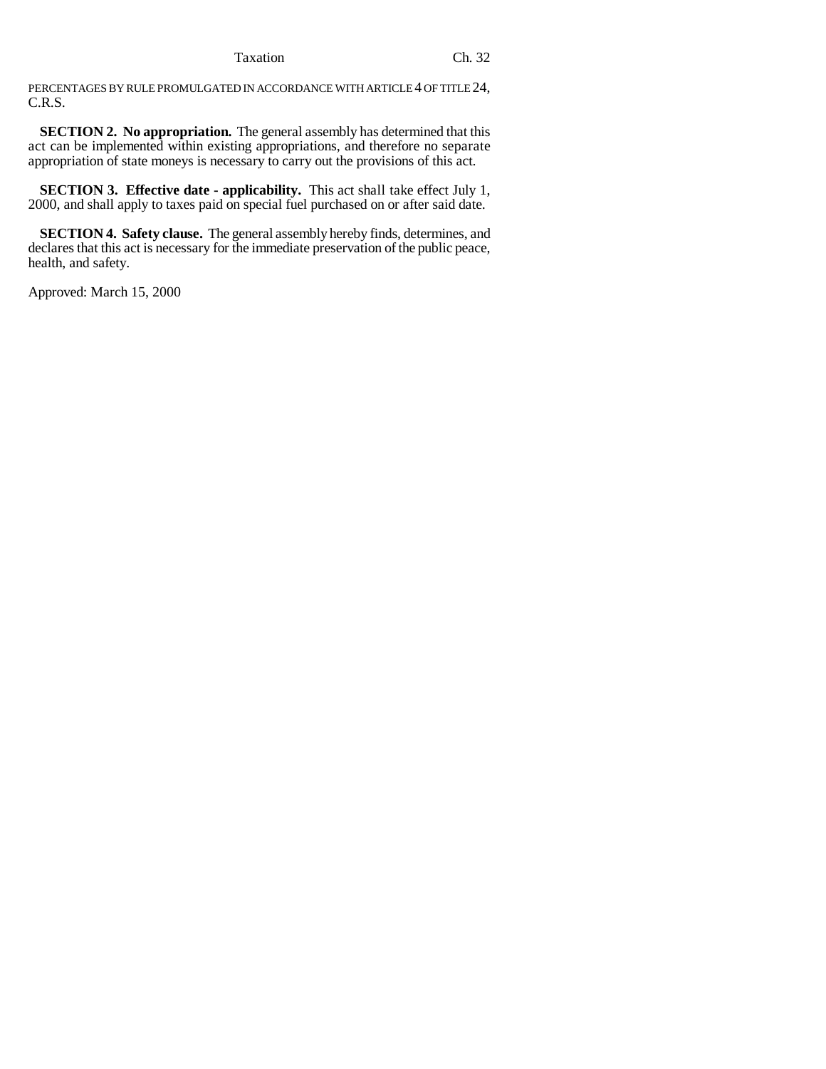PERCENTAGES BY RULE PROMULGATED IN ACCORDANCE WITH ARTICLE 4 OF TITLE 24, C.R.S.

**SECTION 2. No appropriation.** The general assembly has determined that this act can be implemented within existing appropriations, and therefore no separate appropriation of state moneys is necessary to carry out the provisions of this act.

**SECTION 3. Effective date - applicability.** This act shall take effect July 1, 2000, and shall apply to taxes paid on special fuel purchased on or after said date.

**SECTION 4. Safety clause.** The general assembly hereby finds, determines, and declares that this act is necessary for the immediate preservation of the public peace, health, and safety.

Approved: March 15, 2000